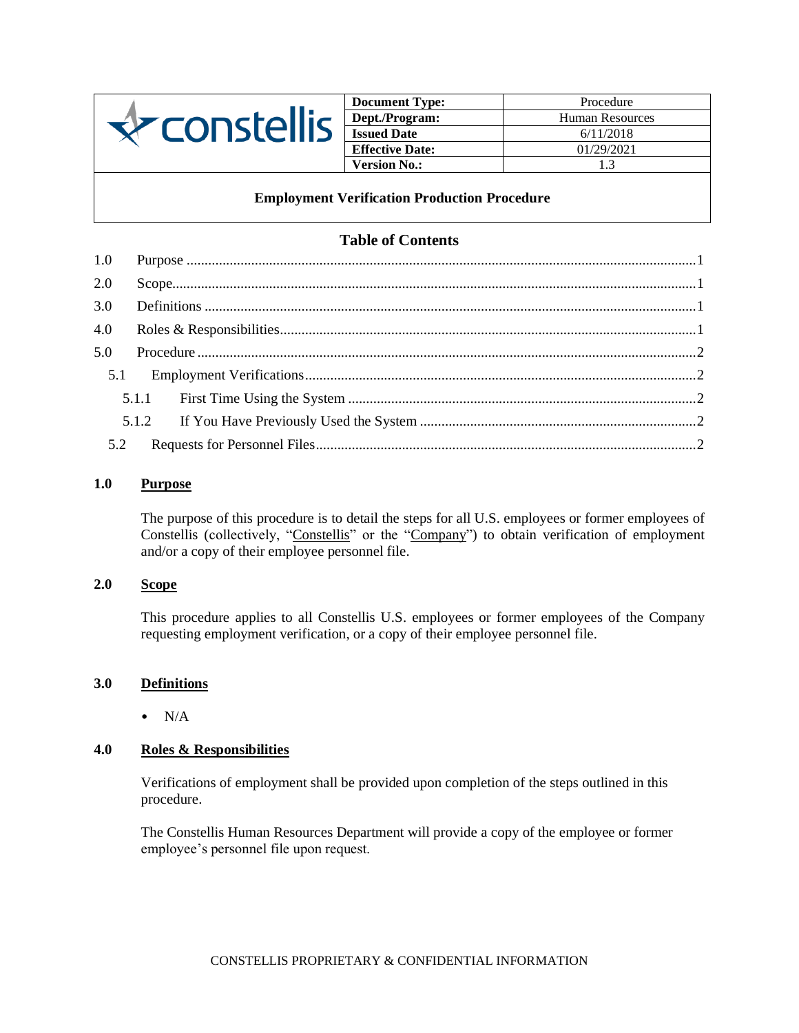| constellis | Document Type: | Procedure |
| --- | --- | --- |
| | Dept./Program: | Human Resources |
| | Issued Date | 6/11/2018 |
| | Effective Date: | 01/29/2021 |
| | Version No.: | 1.3 |

**Employment Verification Production Procedure**

## Table of Contents

- 1.0 Purpose .......... 1
- 2.0 Scope .......... 1
- 3.0 Definitions .......... 1
- 4.0 Roles & Responsibilities .......... 1
- 5.0 Procedure .......... 2
  - 5.1 Employment Verifications .......... 2
    - 5.1.1 First Time Using the System .......... 2
    - 5.1.2 If You Have Previously Used the System .......... 2
  - 5.2 Requests for Personnel Files .......... 2

## 1.0 Purpose

The purpose of this procedure is to detail the steps for all U.S. employees or former employees of Constellis (collectively, "Constellis" or the "Company") to obtain verification of employment and/or a copy of their employee personnel file.

## 2.0 Scope

This procedure applies to all Constellis U.S. employees or former employees of the Company requesting employment verification, or a copy of their employee personnel file.

## 3.0 Definitions

- N/A

## 4.0 Roles & Responsibilities

Verifications of employment shall be provided upon completion of the steps outlined in this procedure.

The Constellis Human Resources Department will provide a copy of the employee or former employee's personnel file upon request.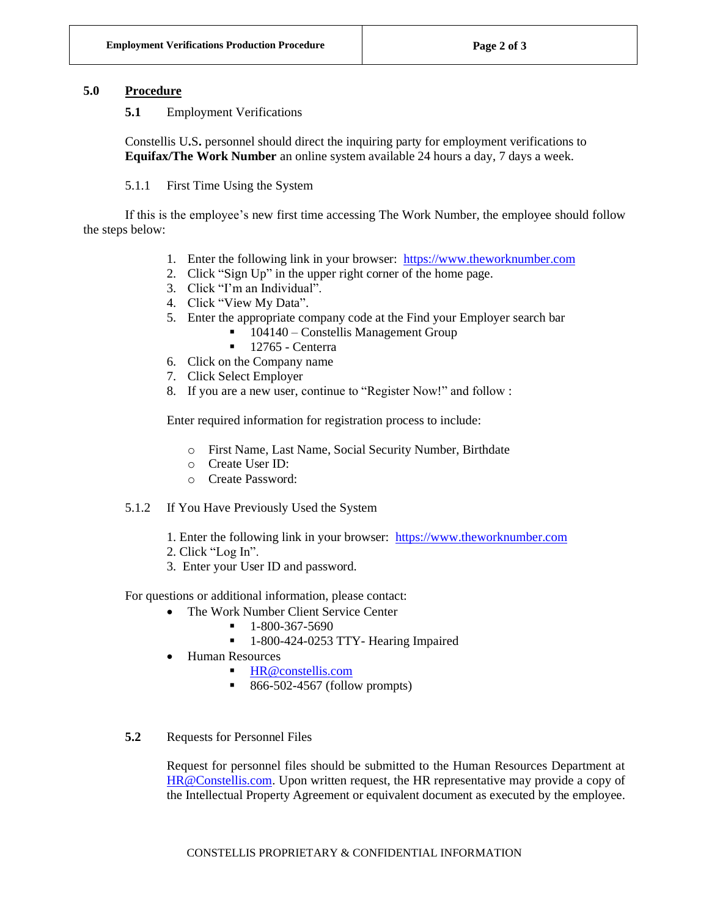## 5.0 Procedure

### 5.1 Employment Verifications

Constellis U.S. personnel should direct the inquiring party for employment verifications to **Equifax/The Work Number** an online system available 24 hours a day, 7 days a week.

#### 5.1.1 First Time Using the System

If this is the employee's new first time accessing The Work Number, the employee should follow the steps below:

1. Enter the following link in your browser: https://www.theworknumber.com
2. Click "Sign Up" in the upper right corner of the home page.
3. Click "I'm an Individual".
4. Click "View My Data".
5. Enter the appropriate company code at the Find your Employer search bar
   - 104140 – Constellis Management Group
   - 12765 - Centerra
6. Click on the Company name
7. Click Select Employer
8. If you are a new user, continue to "Register Now!" and follow :

Enter required information for registration process to include:

- First Name, Last Name, Social Security Number, Birthdate
- Create User ID:
- Create Password:

#### 5.1.2 If You Have Previously Used the System

1. Enter the following link in your browser: https://www.theworknumber.com
2. Click "Log In".
3. Enter your User ID and password.

For questions or additional information, please contact:

- The Work Number Client Service Center
  - 1-800-367-5690
  - 1-800-424-0253 TTY- Hearing Impaired
- Human Resources
  - HR@constellis.com
  - 866-502-4567 (follow prompts)

### 5.2 Requests for Personnel Files

Request for personnel files should be submitted to the Human Resources Department at HR@Constellis.com. Upon written request, the HR representative may provide a copy of the Intellectual Property Agreement or equivalent document as executed by the employee.

CONSTELLIS PROPRIETARY & CONFIDENTIAL INFORMATION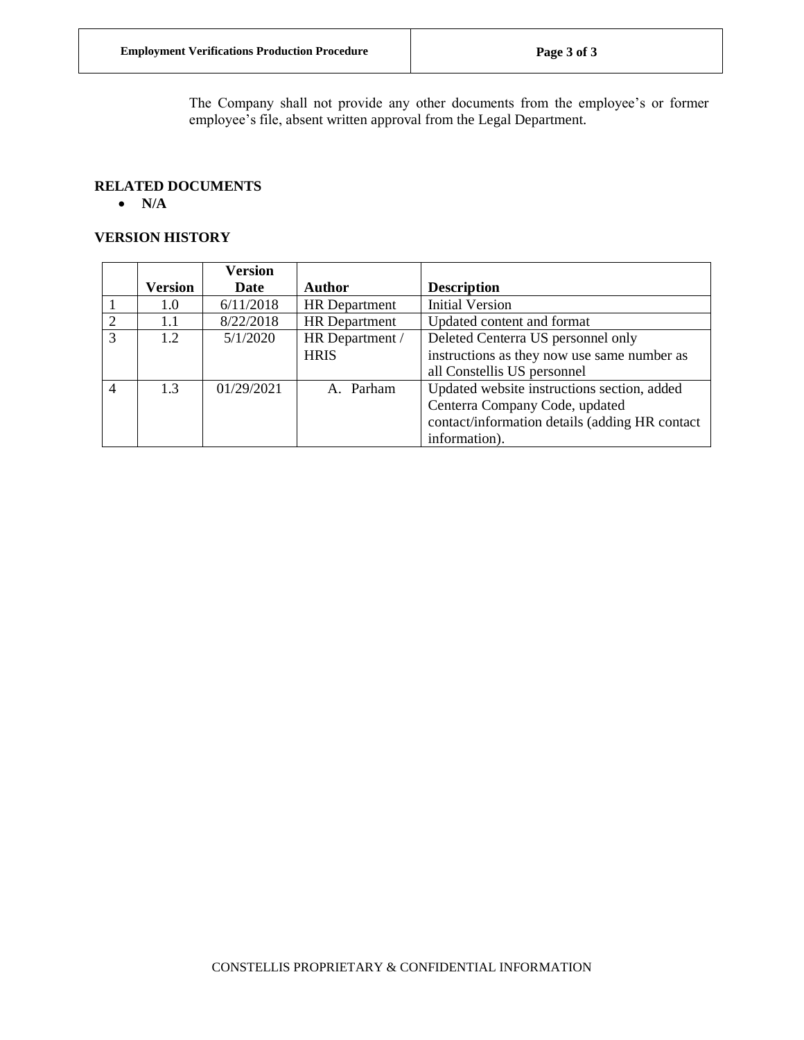The Company shall not provide any other documents from the employee's or former employee's file, absent written approval from the Legal Department.

**RELATED DOCUMENTS**

- **N/A**

**VERSION HISTORY**

| | Version | Version Date | Author | Description |
|---|---|---|---|---|
| 1 | 1.0 | 6/11/2018 | HR Department | Initial Version |
| 2 | 1.1 | 8/22/2018 | HR Department | Updated content and format |
| 3 | 1.2 | 5/1/2020 | HR Department / HRIS | Deleted Centerra US personnel only instructions as they now use same number as all Constellis US personnel |
| 4 | 1.3 | 01/29/2021 | A. Parham | Updated website instructions section, added Centerra Company Code, updated contact/information details (adding HR contact information). |